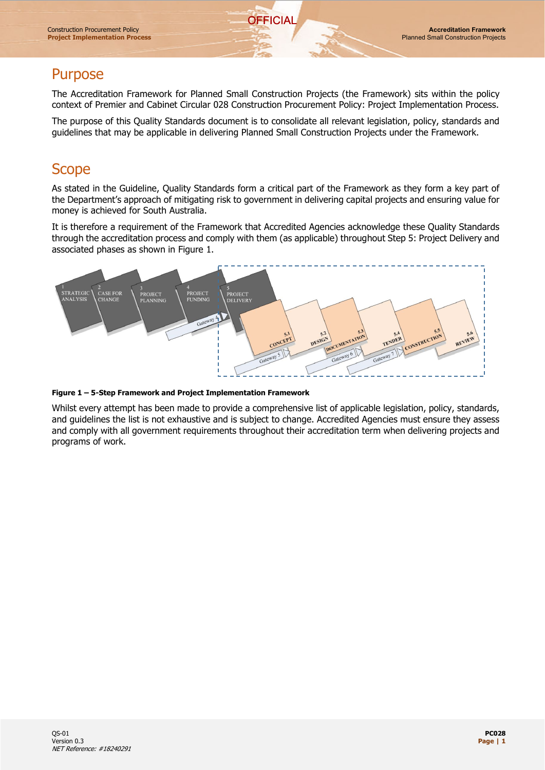# Purpose

The Accreditation Framework for Planned Small Construction Projects (the Framework) sits within the policy context of Premier and Cabinet Circular 028 Construction Procurement Policy: Project Implementation Process.

The purpose of this Quality Standards document is to consolidate all relevant legislation, policy, standards and guidelines that may be applicable in delivering Planned Small Construction Projects under the Framework.

# Scope

As stated in the Guideline, Quality Standards form a critical part of the Framework as they form a key part of the Department's approach of mitigating risk to government in delivering capital projects and ensuring value for money is achieved for South Australia.

It is therefore a requirement of the Framework that Accredited Agencies acknowledge these Quality Standards through the accreditation process and comply with them (as applicable) throughout Step 5: Project Delivery and associated phases as shown in Figure 1.

**Figure 1 – 5-Step Framework and Project Implementation Framework**

Whilst every attempt has been made to provide a comprehensive list of applicable legislation, policy, standards, and guidelines the list is not exhaustive and is subject to change. Accredited Agencies must ensure they assess and comply with all government requirements throughout their accreditation term when delivering projects and programs of work.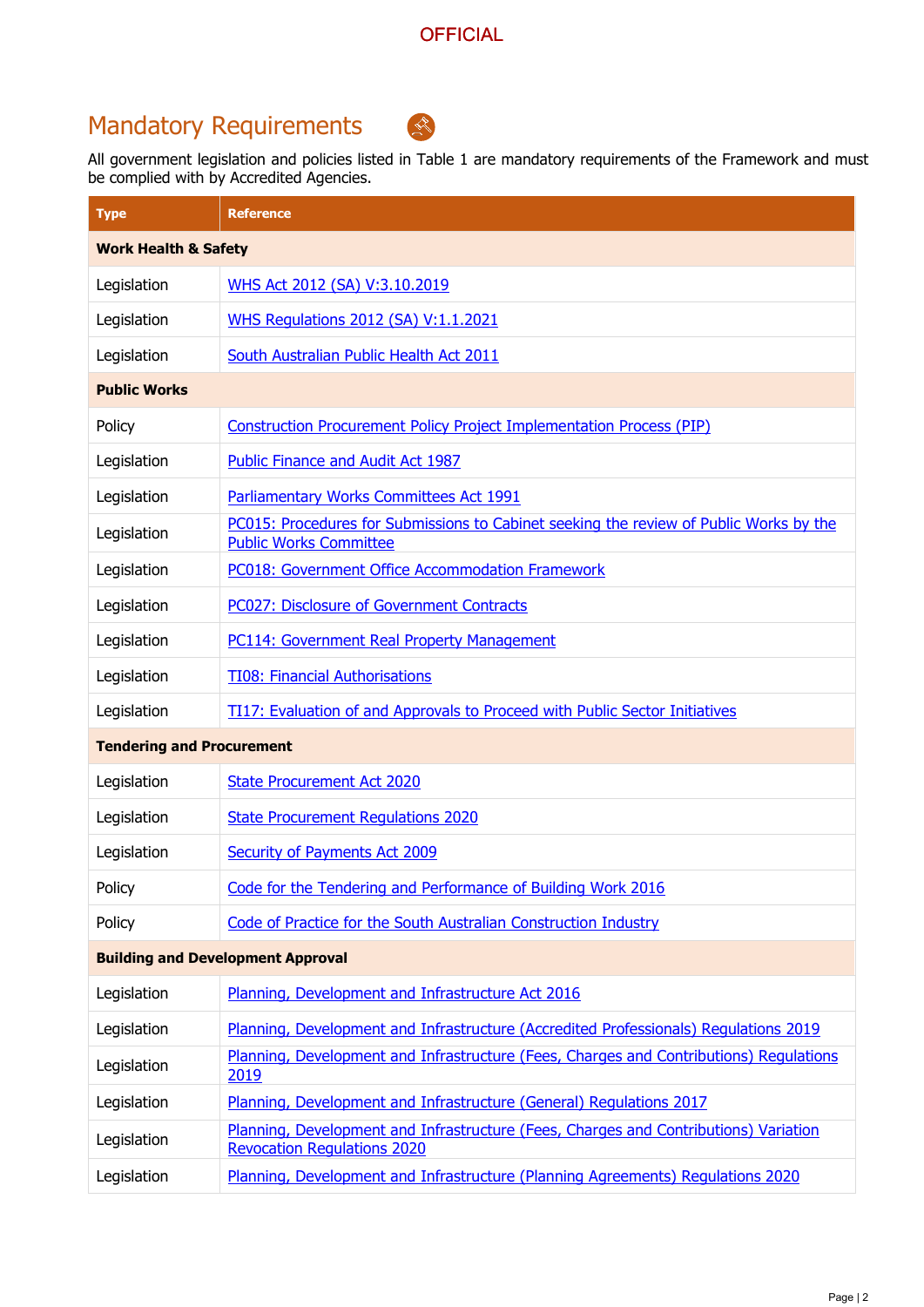## Mandatory Requirements

All government legislation and policies listed in Table 1 are mandatory requirements of the Framework and must be complied with by Accredited Agencies.

| Type | Reference |
|---|---|
| **Work Health & Safety** | |
| Legislation | WHS Act 2012 (SA) V:3.10.2019 |
| Legislation | WHS Regulations 2012 (SA) V:1.1.2021 |
| Legislation | South Australian Public Health Act 2011 |
| **Public Works** | |
| Policy | Construction Procurement Policy Project Implementation Process (PIP) |
| Legislation | Public Finance and Audit Act 1987 |
| Legislation | Parliamentary Works Committees Act 1991 |
| Legislation | PC015: Procedures for Submissions to Cabinet seeking the review of Public Works by the Public Works Committee |
| Legislation | PC018: Government Office Accommodation Framework |
| Legislation | PC027: Disclosure of Government Contracts |
| Legislation | PC114: Government Real Property Management |
| Legislation | TI08: Financial Authorisations |
| Legislation | TI17: Evaluation of and Approvals to Proceed with Public Sector Initiatives |
| **Tendering and Procurement** | |
| Legislation | State Procurement Act 2020 |
| Legislation | State Procurement Regulations 2020 |
| Legislation | Security of Payments Act 2009 |
| Policy | Code for the Tendering and Performance of Building Work 2016 |
| Policy | Code of Practice for the South Australian Construction Industry |
| **Building and Development Approval** | |
| Legislation | Planning, Development and Infrastructure Act 2016 |
| Legislation | Planning, Development and Infrastructure (Accredited Professionals) Regulations 2019 |
| Legislation | Planning, Development and Infrastructure (Fees, Charges and Contributions) Regulations 2019 |
| Legislation | Planning, Development and Infrastructure (General) Regulations 2017 |
| Legislation | Planning, Development and Infrastructure (Fees, Charges and Contributions) Variation Revocation Regulations 2020 |
| Legislation | Planning, Development and Infrastructure (Planning Agreements) Regulations 2020 |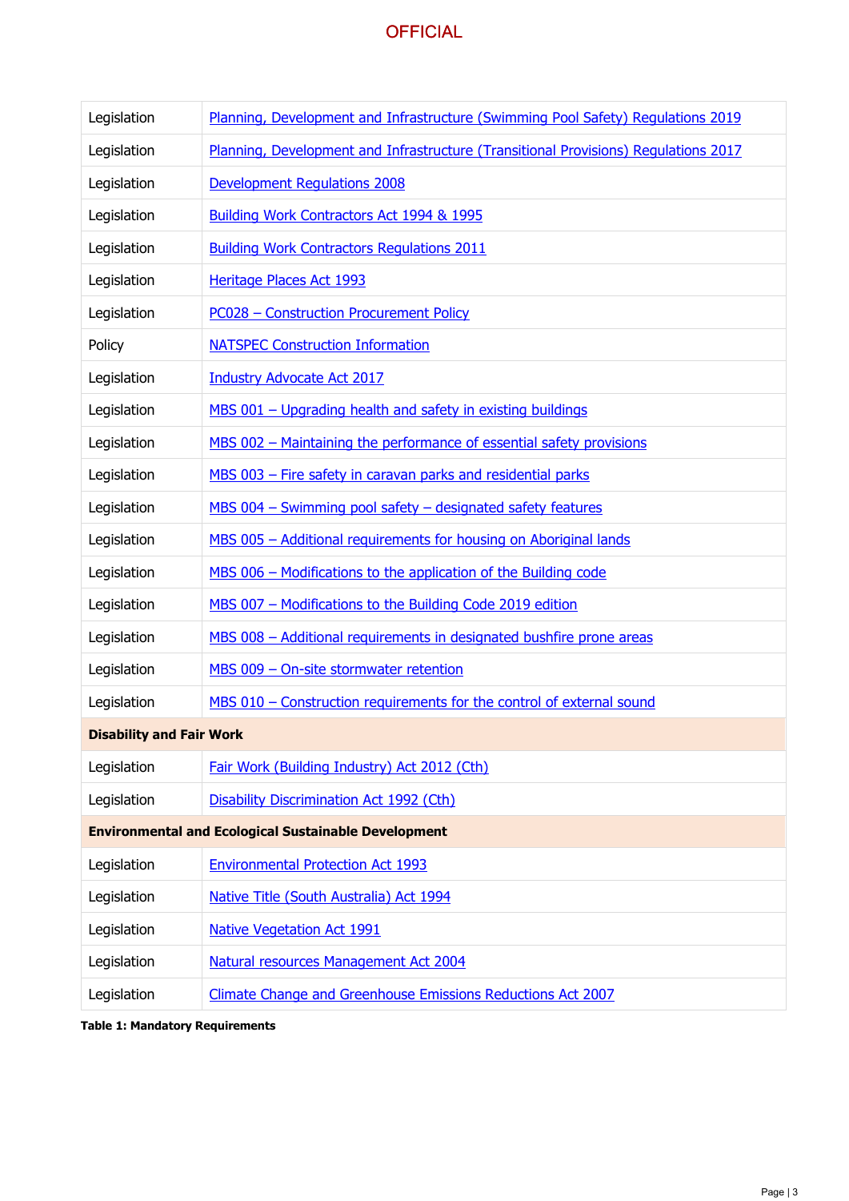| | |
|---|---|
| Legislation | Planning, Development and Infrastructure (Swimming Pool Safety) Regulations 2019 |
| Legislation | Planning, Development and Infrastructure (Transitional Provisions) Regulations 2017 |
| Legislation | Development Regulations 2008 |
| Legislation | Building Work Contractors Act 1994 & 1995 |
| Legislation | Building Work Contractors Regulations 2011 |
| Legislation | Heritage Places Act 1993 |
| Legislation | PC028 – Construction Procurement Policy |
| Policy | NATSPEC Construction Information |
| Legislation | Industry Advocate Act 2017 |
| Legislation | MBS 001 – Upgrading health and safety in existing buildings |
| Legislation | MBS 002 – Maintaining the performance of essential safety provisions |
| Legislation | MBS 003 – Fire safety in caravan parks and residential parks |
| Legislation | MBS 004 – Swimming pool safety – designated safety features |
| Legislation | MBS 005 – Additional requirements for housing on Aboriginal lands |
| Legislation | MBS 006 – Modifications to the application of the Building code |
| Legislation | MBS 007 – Modifications to the Building Code 2019 edition |
| Legislation | MBS 008 – Additional requirements in designated bushfire prone areas |
| Legislation | MBS 009 – On-site stormwater retention |
| Legislation | MBS 010 – Construction requirements for the control of external sound |
| **Disability and Fair Work** | |
| Legislation | Fair Work (Building Industry) Act 2012 (Cth) |
| Legislation | Disability Discrimination Act 1992 (Cth) |
| **Environmental and Ecological Sustainable Development** | |
| Legislation | Environmental Protection Act 1993 |
| Legislation | Native Title (South Australia) Act 1994 |
| Legislation | Native Vegetation Act 1991 |
| Legislation | Natural resources Management Act 2004 |
| Legislation | Climate Change and Greenhouse Emissions Reductions Act 2007 |

**Table 1: Mandatory Requirements**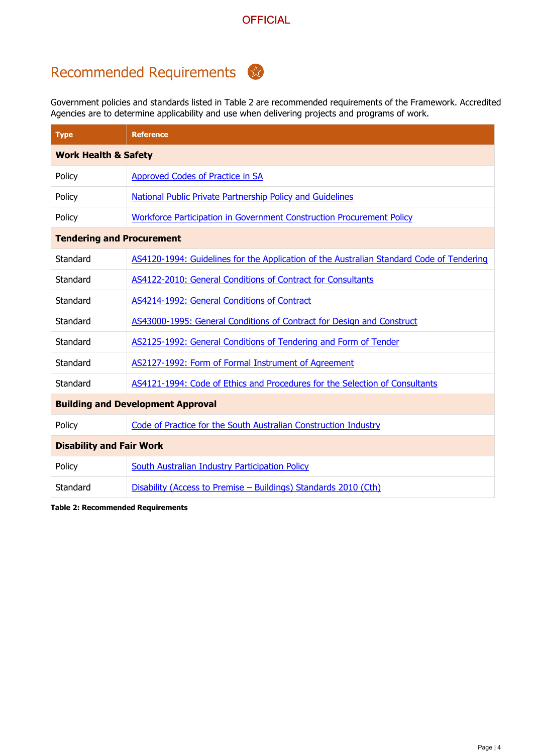# Recommended Requirements

Government policies and standards listed in Table 2 are recommended requirements of the Framework. Accredited Agencies are to determine applicability and use when delivering projects and programs of work.

| Type | Reference |
| --- | --- |
| **Work Health & Safety** | |
| Policy | Approved Codes of Practice in SA |
| Policy | National Public Private Partnership Policy and Guidelines |
| Policy | Workforce Participation in Government Construction Procurement Policy |
| **Tendering and Procurement** | |
| Standard | AS4120-1994: Guidelines for the Application of the Australian Standard Code of Tendering |
| Standard | AS4122-2010: General Conditions of Contract for Consultants |
| Standard | AS4214-1992: General Conditions of Contract |
| Standard | AS43000-1995: General Conditions of Contract for Design and Construct |
| Standard | AS2125-1992: General Conditions of Tendering and Form of Tender |
| Standard | AS2127-1992: Form of Formal Instrument of Agreement |
| Standard | AS4121-1994: Code of Ethics and Procedures for the Selection of Consultants |
| **Building and Development Approval** | |
| Policy | Code of Practice for the South Australian Construction Industry |
| **Disability and Fair Work** | |
| Policy | South Australian Industry Participation Policy |
| Standard | Disability (Access to Premise – Buildings) Standards 2010 (Cth) |

**Table 2: Recommended Requirements**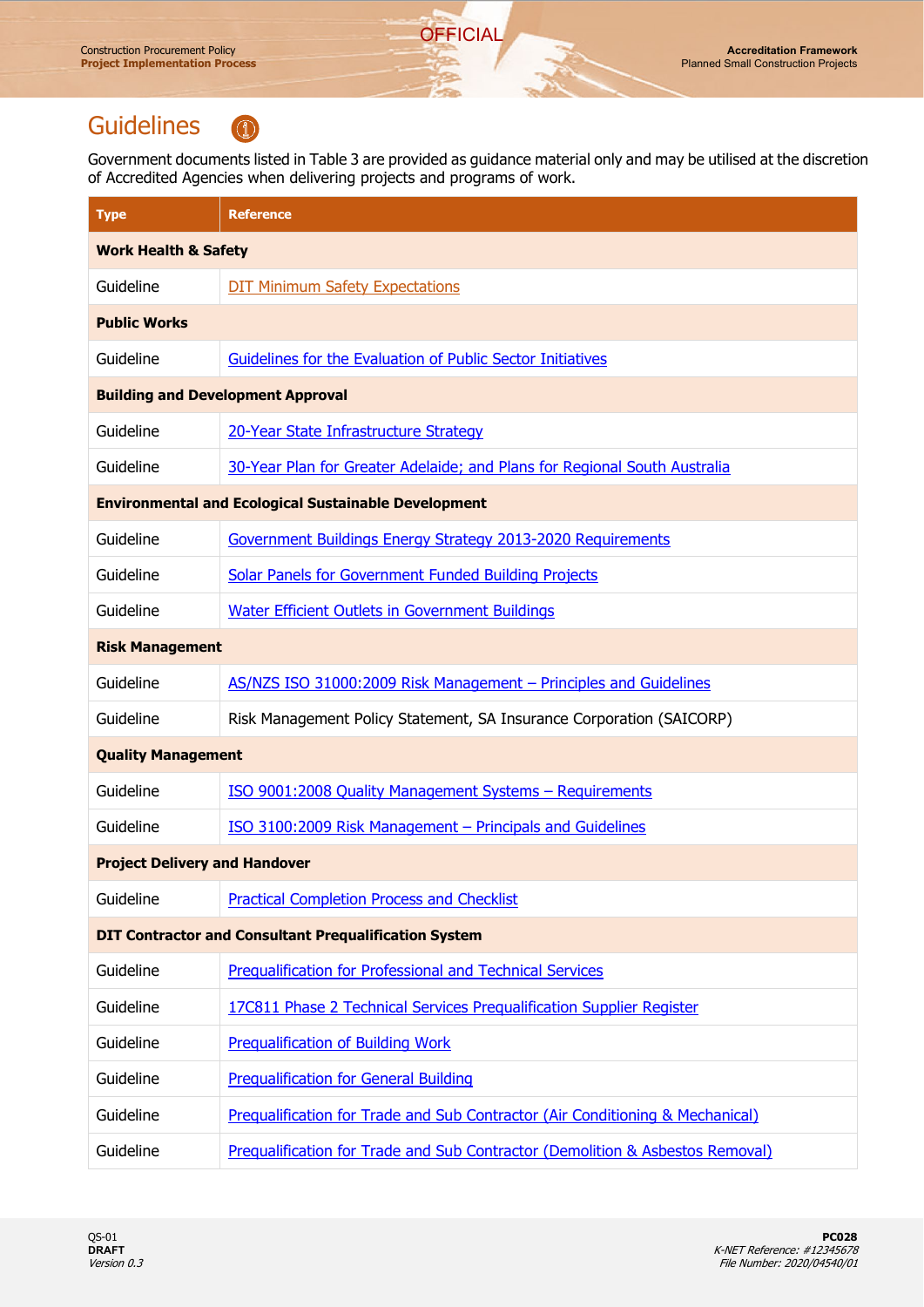# Guidelines

Government documents listed in Table 3 are provided as guidance material only and may be utilised at the discretion of Accredited Agencies when delivering projects and programs of work.

| Type | Reference |
|---|---|
| **Work Health & Safety** | |
| Guideline | DIT Minimum Safety Expectations |
| **Public Works** | |
| Guideline | Guidelines for the Evaluation of Public Sector Initiatives |
| **Building and Development Approval** | |
| Guideline | 20-Year State Infrastructure Strategy |
| Guideline | 30-Year Plan for Greater Adelaide; and Plans for Regional South Australia |
| **Environmental and Ecological Sustainable Development** | |
| Guideline | Government Buildings Energy Strategy 2013-2020 Requirements |
| Guideline | Solar Panels for Government Funded Building Projects |
| Guideline | Water Efficient Outlets in Government Buildings |
| **Risk Management** | |
| Guideline | AS/NZS ISO 31000:2009 Risk Management – Principles and Guidelines |
| Guideline | Risk Management Policy Statement, SA Insurance Corporation (SAICORP) |
| **Quality Management** | |
| Guideline | ISO 9001:2008 Quality Management Systems – Requirements |
| Guideline | ISO 3100:2009 Risk Management – Principals and Guidelines |
| **Project Delivery and Handover** | |
| Guideline | Practical Completion Process and Checklist |
| **DIT Contractor and Consultant Prequalification System** | |
| Guideline | Prequalification for Professional and Technical Services |
| Guideline | 17C811 Phase 2 Technical Services Prequalification Supplier Register |
| Guideline | Prequalification of Building Work |
| Guideline | Prequalification for General Building |
| Guideline | Prequalification for Trade and Sub Contractor (Air Conditioning & Mechanical) |
| Guideline | Prequalification for Trade and Sub Contractor (Demolition & Asbestos Removal) |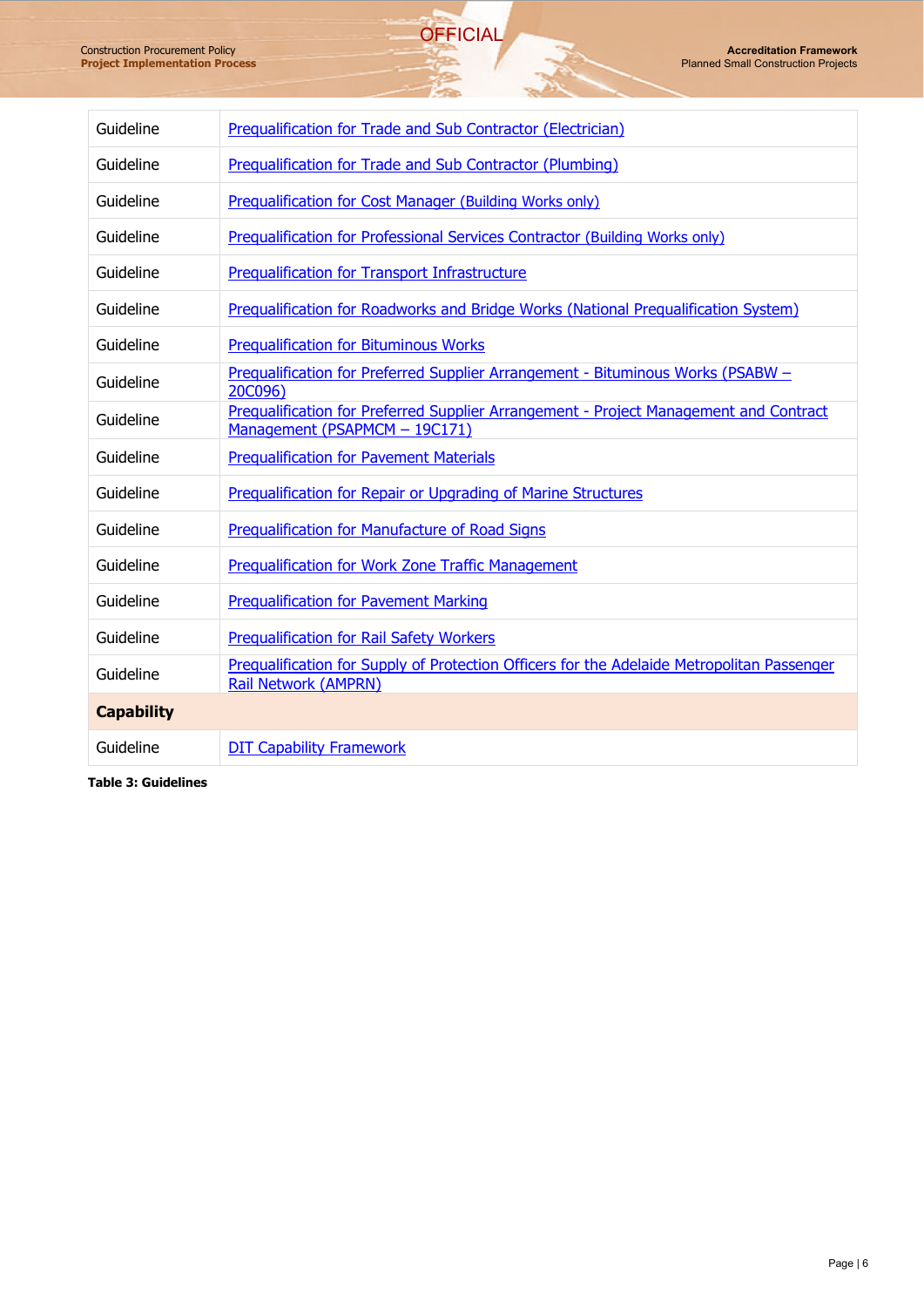| | |
|---|---|
| Guideline | Prequalification for Trade and Sub Contractor (Electrician) |
| Guideline | Prequalification for Trade and Sub Contractor (Plumbing) |
| Guideline | Prequalification for Cost Manager (Building Works only) |
| Guideline | Prequalification for Professional Services Contractor (Building Works only) |
| Guideline | Prequalification for Transport Infrastructure |
| Guideline | Prequalification for Roadworks and Bridge Works (National Prequalification System) |
| Guideline | Prequalification for Bituminous Works |
| Guideline | Prequalification for Preferred Supplier Arrangement - Bituminous Works (PSABW – 20C096) |
| Guideline | Prequalification for Preferred Supplier Arrangement - Project Management and Contract Management (PSAPMCM – 19C171) |
| Guideline | Prequalification for Pavement Materials |
| Guideline | Prequalification for Repair or Upgrading of Marine Structures |
| Guideline | Prequalification for Manufacture of Road Signs |
| Guideline | Prequalification for Work Zone Traffic Management |
| Guideline | Prequalification for Pavement Marking |
| Guideline | Prequalification for Rail Safety Workers |
| Guideline | Prequalification for Supply of Protection Officers for the Adelaide Metropolitan Passenger Rail Network (AMPRN) |
| **Capability** | |
| Guideline | DIT Capability Framework |

**Table 3: Guidelines**